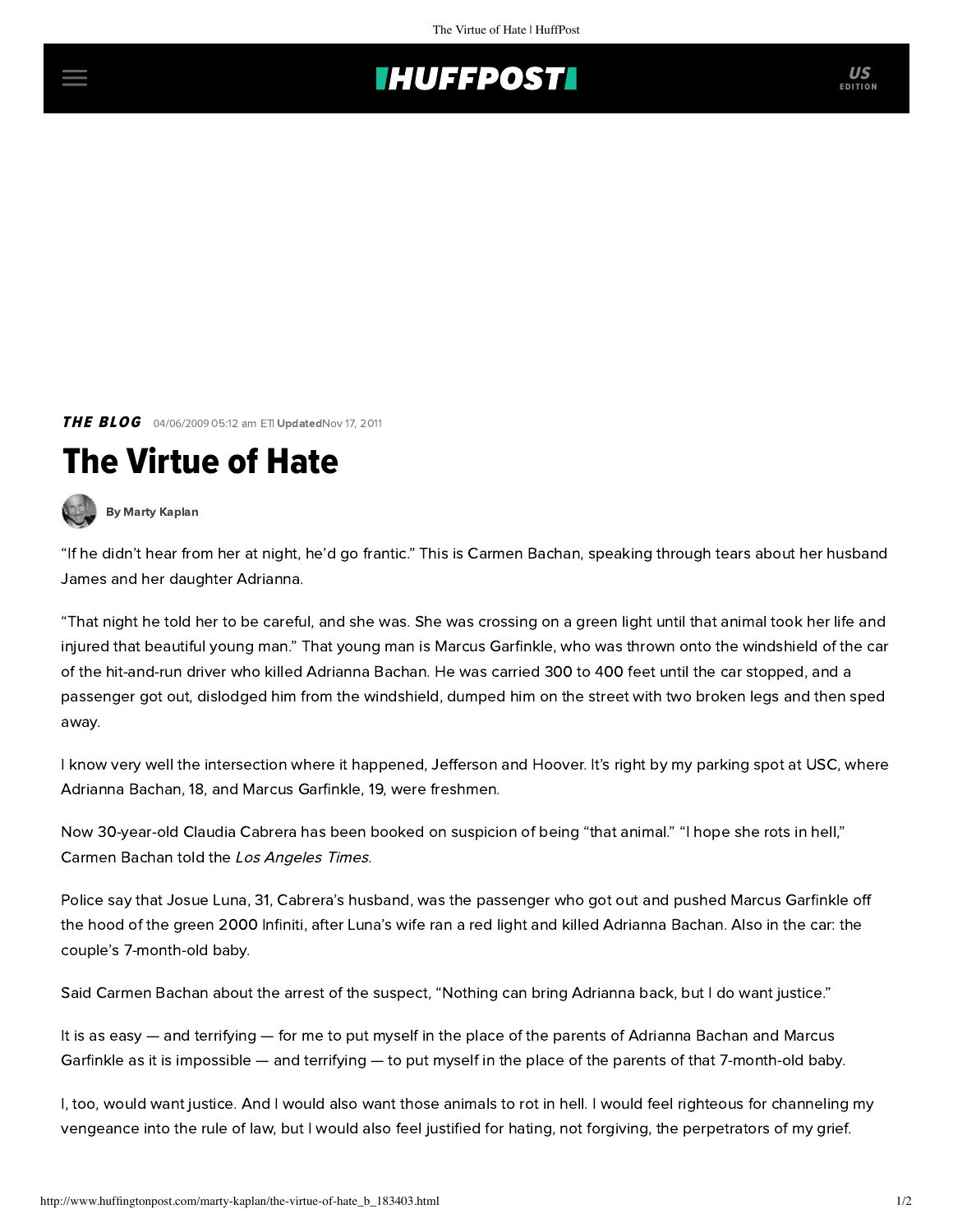**THE BLOG** 04/06/2009 05:12 am ET | **Updated** Nov 17, 2011

# The Virtue of Hate

By Marty Kaplan

“If he didn’t hear from her at night, he’d go frantic.” This is Carmen Bachan, speaking through tears about her husband James and her daughter Adrianna.

“That night he told her to be careful, and she was. She was crossing on a green light until that animal took her life and injured that beautiful young man.” That young man is Marcus Garfinkle, who was thrown onto the windshield of the car of the hit-and-run driver who killed Adrianna Bachan. He was carried 300 to 400 feet until the car stopped, and a passenger got out, dislodged him from the windshield, dumped him on the street with two broken legs and then sped away.

I know very well the intersection where it happened, Jefferson and Hoover. It’s right by my parking spot at USC, where Adrianna Bachan, 18, and Marcus Garfinkle, 19, were freshmen.

Now 30-year-old Claudia Cabrera has been booked on suspicion of being “that animal.” “I hope she rots in hell,” Carmen Bachan told the *Los Angeles Times*.

Police say that Josue Luna, 31, Cabrera’s husband, was the passenger who got out and pushed Marcus Garfinkle off the hood of the green 2000 Infiniti, after Luna’s wife ran a red light and killed Adrianna Bachan. Also in the car: the couple’s 7-month-old baby.

Said Carmen Bachan about the arrest of the suspect, “Nothing can bring Adrianna back, but I do want justice.”

It is as easy — and terrifying — for me to put myself in the place of the parents of Adrianna Bachan and Marcus Garfinkle as it is impossible — and terrifying — to put myself in the place of the parents of that 7-month-old baby.

I, too, would want justice. And I would also want those animals to rot in hell. I would feel righteous for channeling my vengeance into the rule of law, but I would also feel justified for hating, not forgiving, the perpetrators of my grief.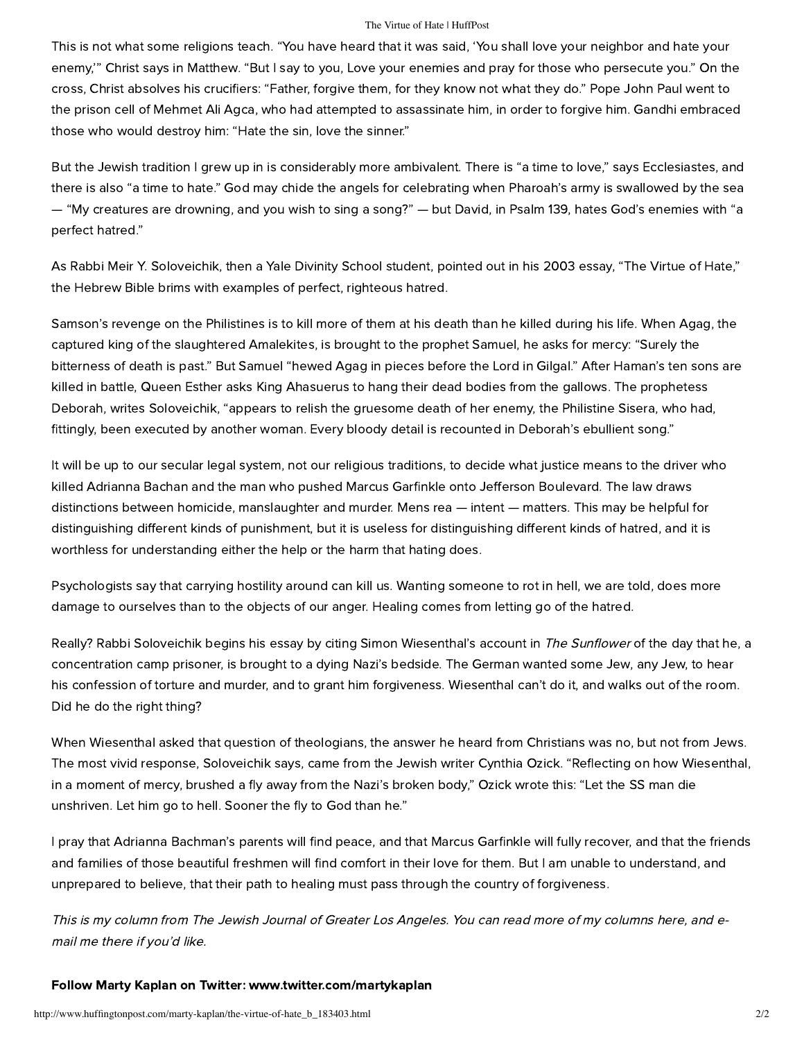This is not what some religions teach. "You have heard that it was said, 'You shall love your neighbor and hate your enemy,'" Christ says in Matthew. "But I say to you, Love your enemies and pray for those who persecute you." On the cross, Christ absolves his crucifiers: "Father, forgive them, for they know not what they do." Pope John Paul went to the prison cell of Mehmet Ali Agca, who had attempted to assassinate him, in order to forgive him. Gandhi embraced those who would destroy him: "Hate the sin, love the sinner."

But the Jewish tradition I grew up in is considerably more ambivalent. There is "a time to love," says Ecclesiastes, and there is also "a time to hate." God may chide the angels for celebrating when Pharoah's army is swallowed by the sea — "My creatures are drowning, and you wish to sing a song?" — but David, in Psalm 139, hates God's enemies with "a perfect hatred."

As Rabbi Meir Y. Soloveichik, then a Yale Divinity School student, pointed out in his 2003 essay, "The Virtue of Hate," the Hebrew Bible brims with examples of perfect, righteous hatred.

Samson's revenge on the Philistines is to kill more of them at his death than he killed during his life. When Agag, the captured king of the slaughtered Amalekites, is brought to the prophet Samuel, he asks for mercy: "Surely the bitterness of death is past." But Samuel "hewed Agag in pieces before the Lord in Gilgal." After Haman's ten sons are killed in battle, Queen Esther asks King Ahasuerus to hang their dead bodies from the gallows. The prophetess Deborah, writes Soloveichik, "appears to relish the gruesome death of her enemy, the Philistine Sisera, who had, fittingly, been executed by another woman. Every bloody detail is recounted in Deborah's ebullient song."

It will be up to our secular legal system, not our religious traditions, to decide what justice means to the driver who killed Adrianna Bachan and the man who pushed Marcus Garfinkle onto Jefferson Boulevard. The law draws distinctions between homicide, manslaughter and murder. Mens rea — intent — matters. This may be helpful for distinguishing different kinds of punishment, but it is useless for distinguishing different kinds of hatred, and it is worthless for understanding either the help or the harm that hating does.

Psychologists say that carrying hostility around can kill us. Wanting someone to rot in hell, we are told, does more damage to ourselves than to the objects of our anger. Healing comes from letting go of the hatred.

Really? Rabbi Soloveichik begins his essay by citing Simon Wiesenthal's account in *The Sunflower* of the day that he, a concentration camp prisoner, is brought to a dying Nazi's bedside. The German wanted some Jew, any Jew, to hear his confession of torture and murder, and to grant him forgiveness. Wiesenthal can't do it, and walks out of the room. Did he do the right thing?

When Wiesenthal asked that question of theologians, the answer he heard from Christians was no, but not from Jews. The most vivid response, Soloveichik says, came from the Jewish writer Cynthia Ozick. "Reflecting on how Wiesenthal, in a moment of mercy, brushed a fly away from the Nazi's broken body," Ozick wrote this: "Let the SS man die unshriven. Let him go to hell. Sooner the fly to God than he."

I pray that Adrianna Bachman's parents will find peace, and that Marcus Garfinkle will fully recover, and that the friends and families of those beautiful freshmen will find comfort in their love for them. But I am unable to understand, and unprepared to believe, that their path to healing must pass through the country of forgiveness.

*This is my column from The Jewish Journal of Greater Los Angeles. You can read more of my columns here, and e-mail me there if you'd like.*

**Follow Marty Kaplan on Twitter: www.twitter.com/martykaplan**